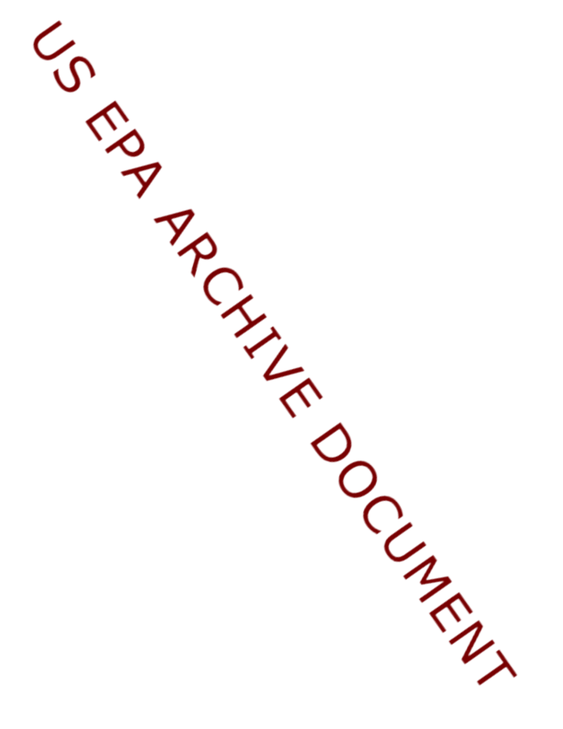US EPA ARCHIVE DOCUMENT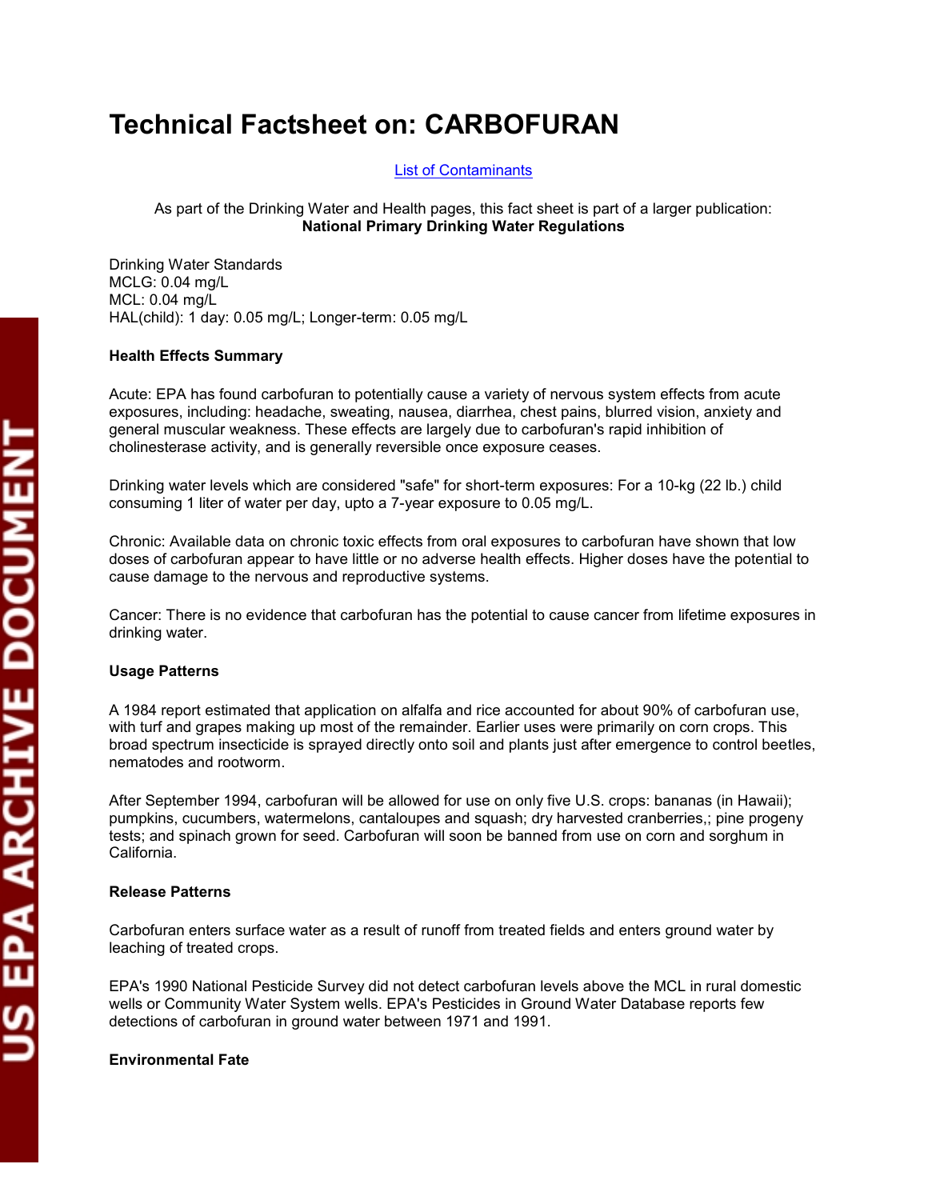# Technical Factsheet on: CARBOFURAN

List of Contaminants

As part of the Drinking Water and Health pages, this fact sheet is part of a larger publication:
**National Primary Drinking Water Regulations**

Drinking Water Standards
MCLG: 0.04 mg/L
MCL: 0.04 mg/L
HAL(child): 1 day: 0.05 mg/L; Longer-term: 0.05 mg/L

**Health Effects Summary**

Acute: EPA has found carbofuran to potentially cause a variety of nervous system effects from acute exposures, including: headache, sweating, nausea, diarrhea, chest pains, blurred vision, anxiety and general muscular weakness. These effects are largely due to carbofuran's rapid inhibition of cholinesterase activity, and is generally reversible once exposure ceases.

Drinking water levels which are considered "safe" for short-term exposures: For a 10-kg (22 lb.) child consuming 1 liter of water per day, upto a 7-year exposure to 0.05 mg/L.

Chronic: Available data on chronic toxic effects from oral exposures to carbofuran have shown that low doses of carbofuran appear to have little or no adverse health effects. Higher doses have the potential to cause damage to the nervous and reproductive systems.

Cancer: There is no evidence that carbofuran has the potential to cause cancer from lifetime exposures in drinking water.

**Usage Patterns**

A 1984 report estimated that application on alfalfa and rice accounted for about 90% of carbofuran use, with turf and grapes making up most of the remainder. Earlier uses were primarily on corn crops. This broad spectrum insecticide is sprayed directly onto soil and plants just after emergence to control beetles, nematodes and rootworm.

After September 1994, carbofuran will be allowed for use on only five U.S. crops: bananas (in Hawaii); pumpkins, cucumbers, watermelons, cantaloupes and squash; dry harvested cranberries,; pine progeny tests; and spinach grown for seed. Carbofuran will soon be banned from use on corn and sorghum in California.

**Release Patterns**

Carbofuran enters surface water as a result of runoff from treated fields and enters ground water by leaching of treated crops.

EPA's 1990 National Pesticide Survey did not detect carbofuran levels above the MCL in rural domestic wells or Community Water System wells. EPA's Pesticides in Ground Water Database reports few detections of carbofuran in ground water between 1971 and 1991.

**Environmental Fate**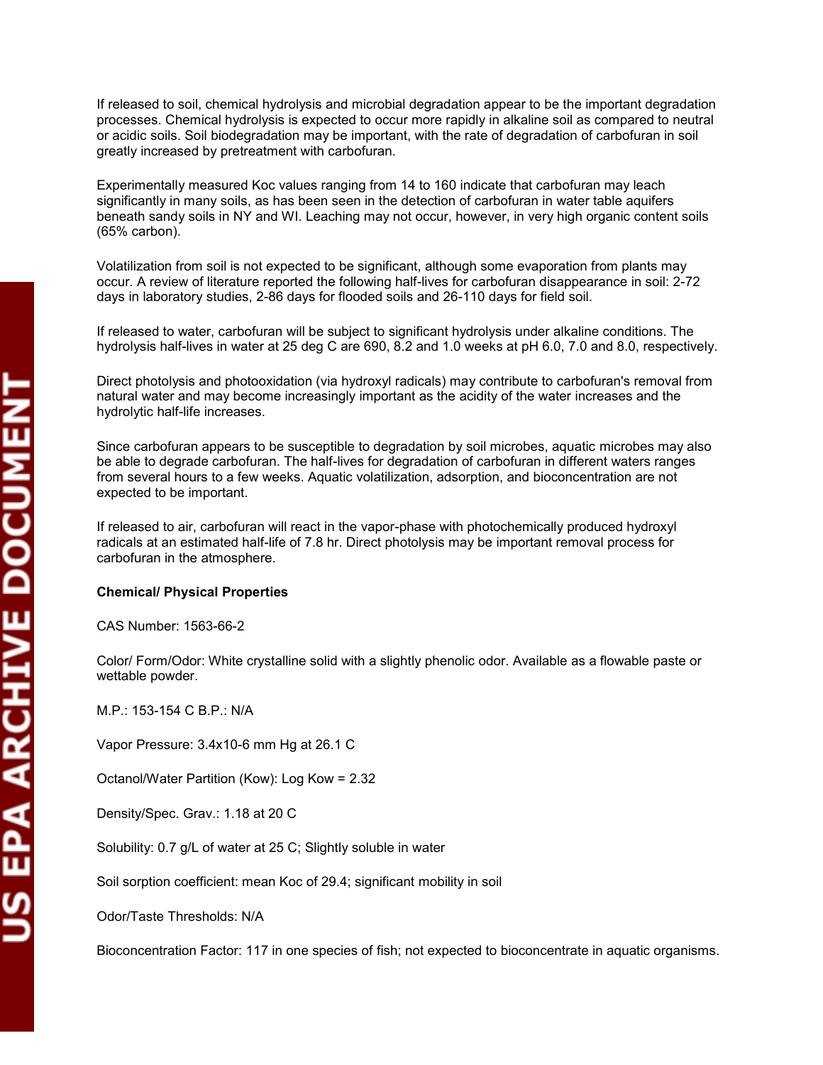If released to soil, chemical hydrolysis and microbial degradation appear to be the important degradation processes. Chemical hydrolysis is expected to occur more rapidly in alkaline soil as compared to neutral or acidic soils. Soil biodegradation may be important, with the rate of degradation of carbofuran in soil greatly increased by pretreatment with carbofuran.

Experimentally measured Koc values ranging from 14 to 160 indicate that carbofuran may leach significantly in many soils, as has been seen in the detection of carbofuran in water table aquifers beneath sandy soils in NY and WI. Leaching may not occur, however, in very high organic content soils (65% carbon).

Volatilization from soil is not expected to be significant, although some evaporation from plants may occur. A review of literature reported the following half-lives for carbofuran disappearance in soil: 2-72 days in laboratory studies, 2-86 days for flooded soils and 26-110 days for field soil.

If released to water, carbofuran will be subject to significant hydrolysis under alkaline conditions. The hydrolysis half-lives in water at 25 deg C are 690, 8.2 and 1.0 weeks at pH 6.0, 7.0 and 8.0, respectively.

Direct photolysis and photooxidation (via hydroxyl radicals) may contribute to carbofuran's removal from natural water and may become increasingly important as the acidity of the water increases and the hydrolytic half-life increases.

Since carbofuran appears to be susceptible to degradation by soil microbes, aquatic microbes may also be able to degrade carbofuran. The half-lives for degradation of carbofuran in different waters ranges from several hours to a few weeks. Aquatic volatilization, adsorption, and bioconcentration are not expected to be important.

If released to air, carbofuran will react in the vapor-phase with photochemically produced hydroxyl radicals at an estimated half-life of 7.8 hr. Direct photolysis may be important removal process for carbofuran in the atmosphere.

**Chemical/ Physical Properties**

CAS Number: 1563-66-2

Color/ Form/Odor: White crystalline solid with a slightly phenolic odor. Available as a flowable paste or wettable powder.

M.P.: 153-154 C B.P.: N/A

Vapor Pressure: $3.4 \times 10^{-6}$ mm Hg at 26.1 C

Octanol/Water Partition (Kow): Log Kow = 2.32

Density/Spec. Grav.: 1.18 at 20 C

Solubility: 0.7 g/L of water at 25 C; Slightly soluble in water

Soil sorption coefficient: mean Koc of 29.4; significant mobility in soil

Odor/Taste Thresholds: N/A

Bioconcentration Factor: 117 in one species of fish; not expected to bioconcentrate in aquatic organisms.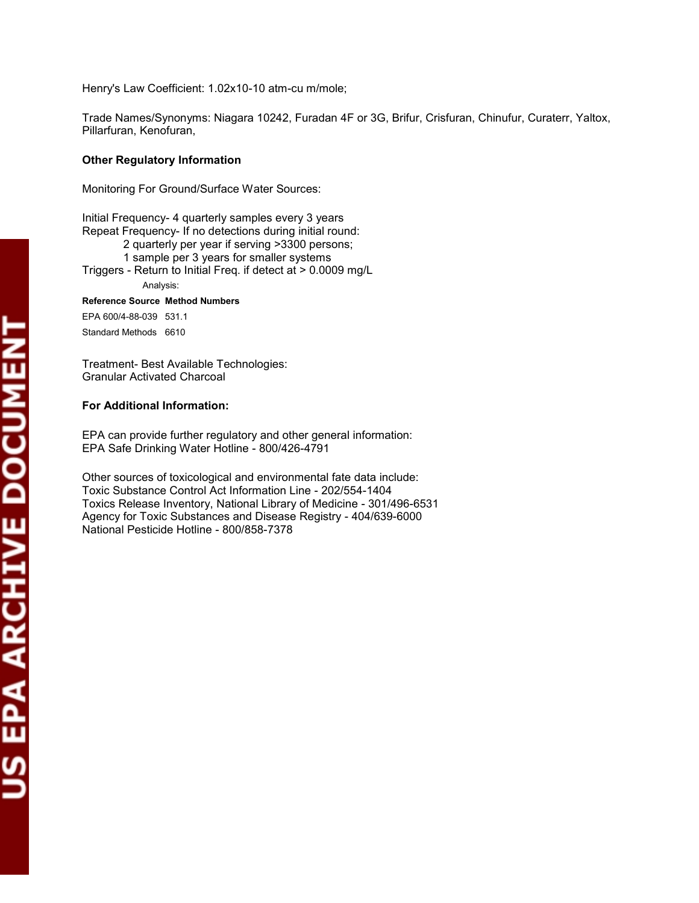Henry's Law Coefficient: $1.02 \times 10^{-10}$ atm-cu m/mole;

Trade Names/Synonyms: Niagara 10242, Furadan 4F or 3G, Brifur, Crisfuran, Chinufur, Curaterr, Yaltox, Pillarfuran, Kenofuran,

### Other Regulatory Information

Monitoring For Ground/Surface Water Sources:

Initial Frequency- 4 quarterly samples every 3 years
Repeat Frequency- If no detections during initial round:
  2 quarterly per year if serving >3300 persons;
  1 sample per 3 years for smaller systems
Triggers - Return to Initial Freq. if detect at > 0.0009 mg/L

Analysis:

| Reference Source | Method Numbers |
| --- | --- |
| EPA 600/4-88-039 | 531.1 |
| Standard Methods | 6610 |

Treatment- Best Available Technologies:
Granular Activated Charcoal

### For Additional Information:

EPA can provide further regulatory and other general information:
EPA Safe Drinking Water Hotline - 800/426-4791

Other sources of toxicological and environmental fate data include:
Toxic Substance Control Act Information Line - 202/554-1404
Toxics Release Inventory, National Library of Medicine - 301/496-6531
Agency for Toxic Substances and Disease Registry - 404/639-6000
National Pesticide Hotline - 800/858-7378